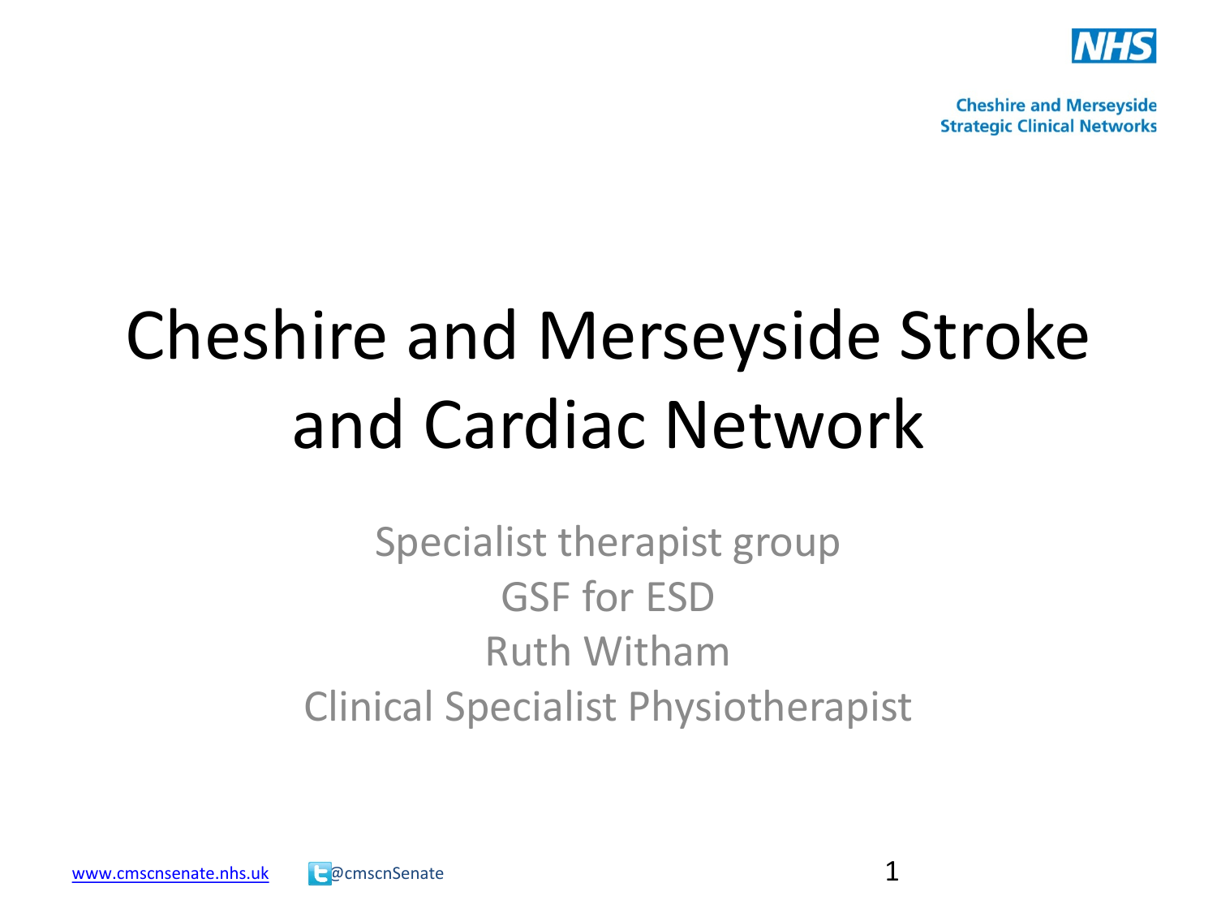Cheshire and Merseyside Strategic Clinical Networks

# Cheshire and Merseyside Stroke and Cardiac Network

Specialist therapist group

GSF for ESD

Ruth Witham

Clinical Specialist Physiotherapist

www.cmscnsenate.nhs.uk @cmscnSenate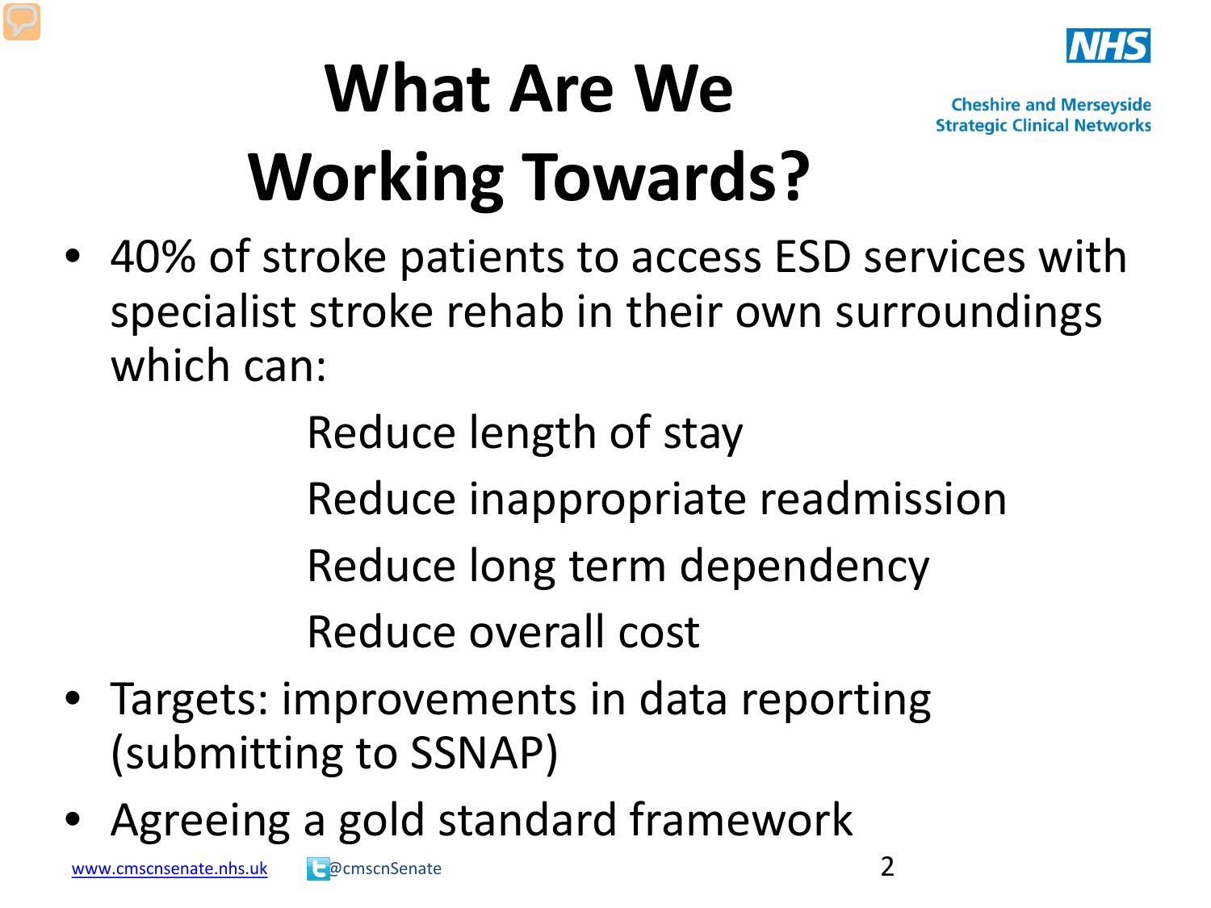# What Are We Working Towards?

- 40% of stroke patients to access ESD services with specialist stroke rehab in their own surroundings which can:
  - Reduce length of stay
  - Reduce inappropriate readmission
  - Reduce long term dependency
  - Reduce overall cost
- Targets: improvements in data reporting (submitting to SSNAP)
- Agreeing a gold standard framework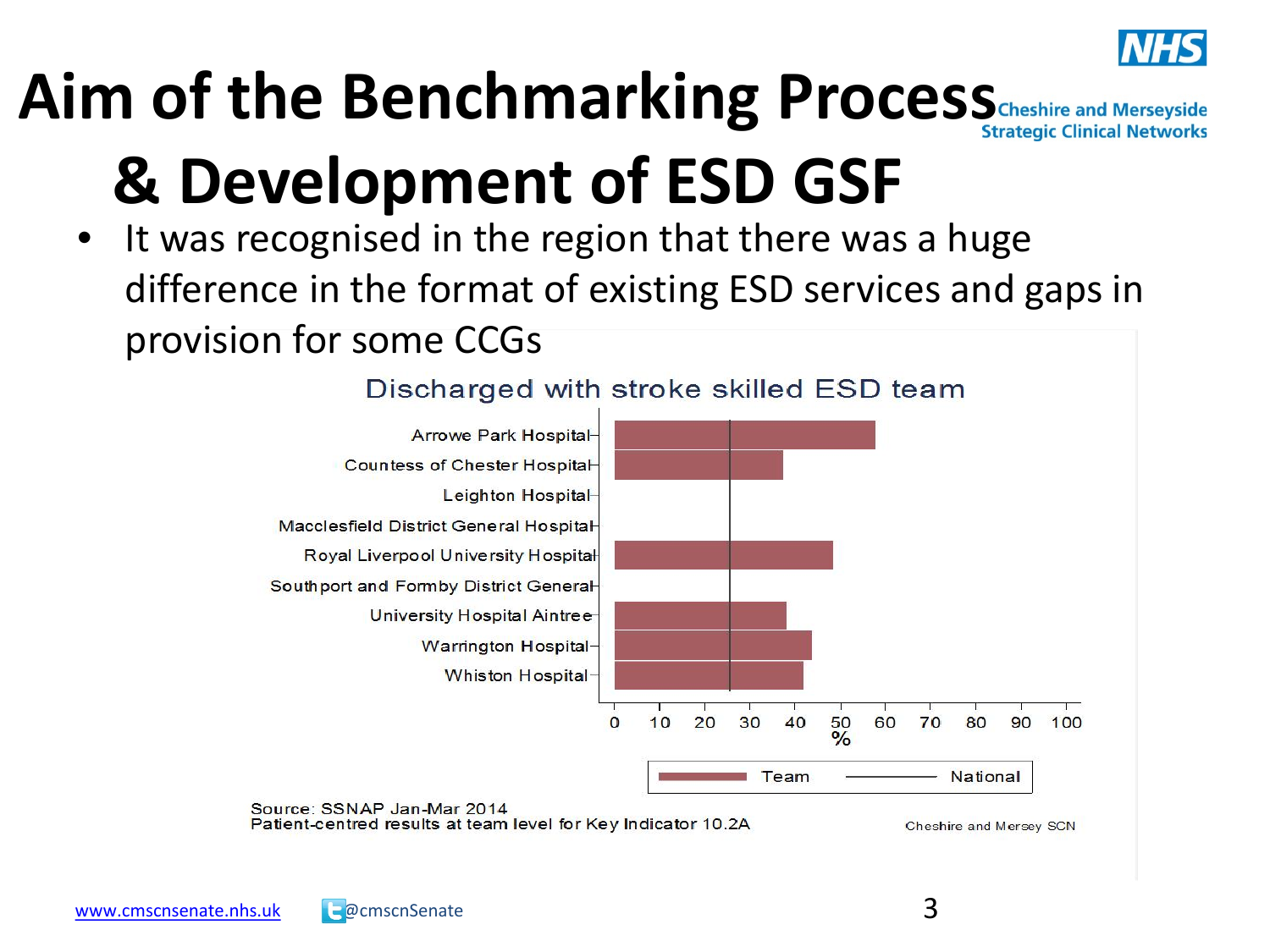# Aim of the Benchmarking Process & Development of ESD GSF

- It was recognised in the region that there was a huge difference in the format of existing ESD services and gaps in provision for some CCGs

**Discharged with stroke skilled ESD team**

| Hospital | Team (%) |
|---|---|
| Arrowe Park Hospital | ~58 |
| Countess of Chester Hospital | ~37 |
| Leighton Hospital | |
| Macclesfield District General Hospital | |
| Royal Liverpool University Hospital | ~48 |
| Southport and Formby District General | |
| University Hospital Aintree | ~38 |
| Warrington Hospital | ~44 |
| Whiston Hospital | ~42 |

National: ~26%

Source: SSNAP Jan-Mar 2014
Patient-centred results at team level for Key Indicator 10.2A

Cheshire and Mersey SCN

www.cmscnsenate.nhs.uk @cmscnSenate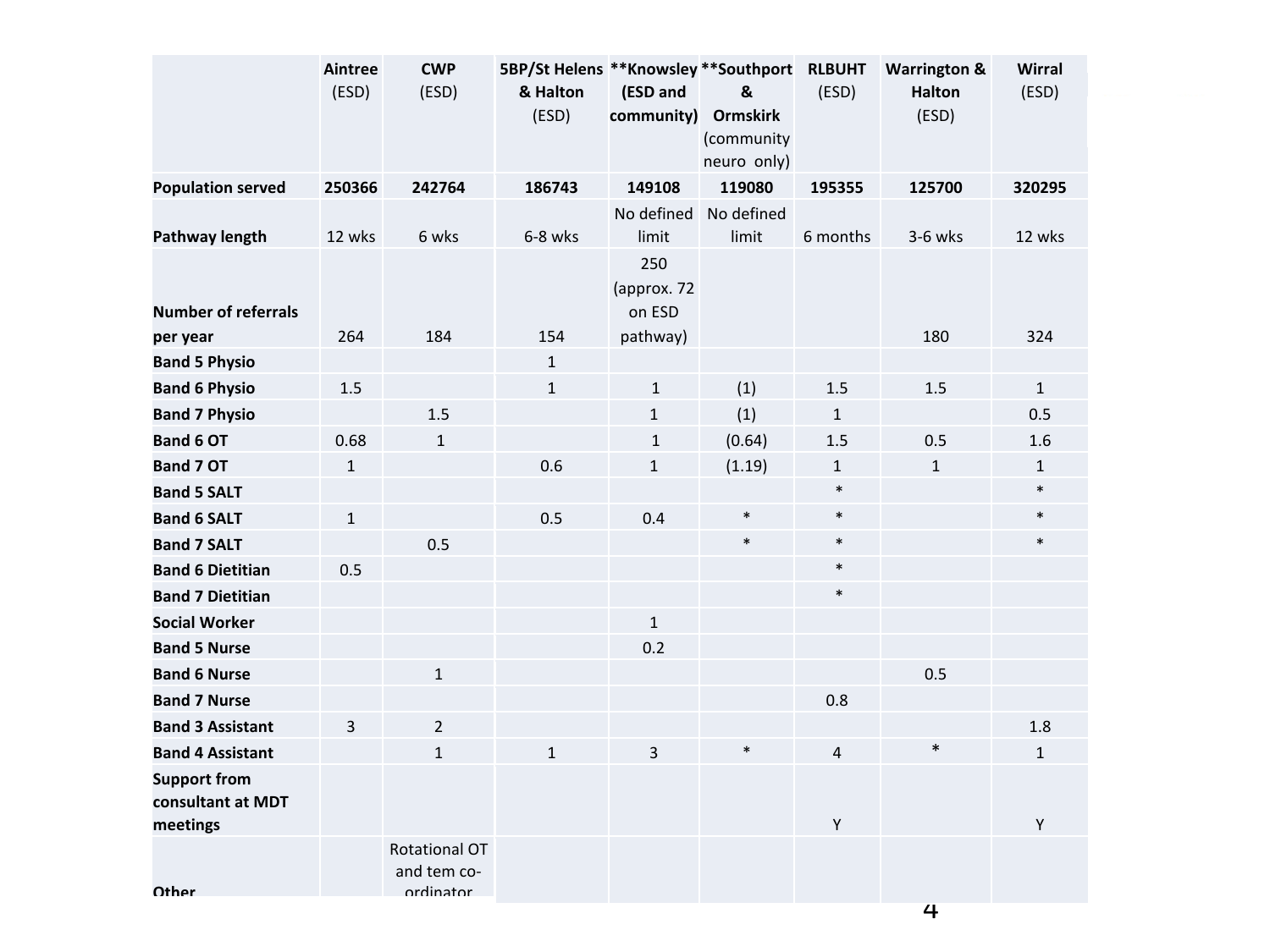| | **Aintree** (ESD) | **CWP** (ESD) | **5BP/St Helens & Halton** (ESD) | **\*\*Knowsley (ESD and community)** | **\*\*Southport & Ormskirk** (community neuro only) | **RLBUHT** (ESD) | **Warrington & Halton** (ESD) | **Wirral** (ESD) |
|---|---|---|---|---|---|---|---|---|
| **Population served** | **250366** | **242764** | **186743** | **149108** | **119080** | **195355** | **125700** | **320295** |
| **Pathway length** | 12 wks | 6 wks | 6-8 wks | No defined limit | No defined limit | 6 months | 3-6 wks | 12 wks |
| **Number of referrals per year** | 264 | 184 | 154 | 250 (approx. 72 on ESD pathway) | | | 180 | 324 |
| **Band 5 Physio** | | | 1 | | | | | |
| **Band 6 Physio** | 1.5 | | 1 | 1 | (1) | 1.5 | 1.5 | 1 |
| **Band 7 Physio** | | 1.5 | | 1 | (1) | 1 | | 0.5 |
| **Band 6 OT** | 0.68 | 1 | | 1 | (0.64) | 1.5 | 0.5 | 1.6 |
| **Band 7 OT** | 1 | | 0.6 | 1 | (1.19) | 1 | 1 | 1 |
| **Band 5 SALT** | | | | | | * | | * |
| **Band 6 SALT** | 1 | | 0.5 | 0.4 | * | * | | * |
| **Band 7 SALT** | | 0.5 | | | * | * | | * |
| **Band 6 Dietitian** | 0.5 | | | | | * | | |
| **Band 7 Dietitian** | | | | | | * | | |
| **Social Worker** | | | | 1 | | | | |
| **Band 5 Nurse** | | | | 0.2 | | | | |
| **Band 6 Nurse** | | 1 | | | | | 0.5 | |
| **Band 7 Nurse** | | | | | | 0.8 | | |
| **Band 3 Assistant** | 3 | 2 | | | | | | 1.8 |
| **Band 4 Assistant** | | 1 | 1 | 3 | * | 4 | * | 1 |
| **Support from consultant at MDT meetings** | | | | | | Y | | Y |
| **Other** | | Rotational OT and tem co-ordinator | | | | | | |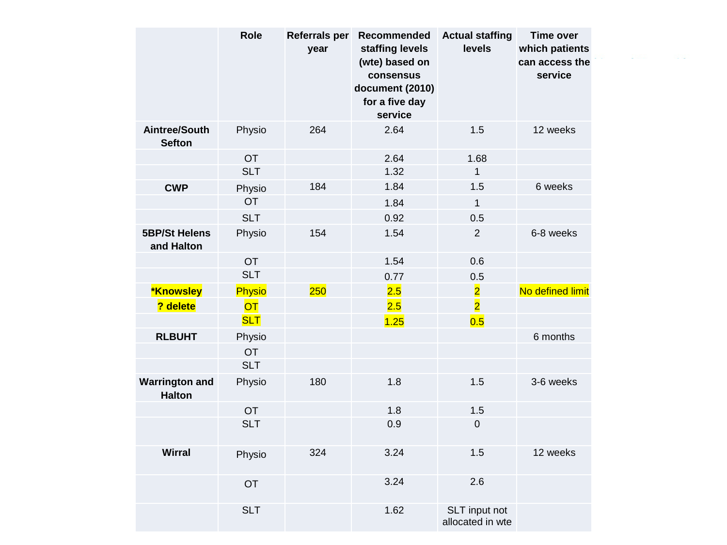| | Role | Referrals per year | Recommended staffing levels (wte) based on consensus document (2010) for a five day service | Actual staffing levels | Time over which patients can access the service |
|---|---|---|---|---|---|
| **Aintree/South Sefton** | Physio | 264 | 2.64 | 1.5 | 12 weeks |
| | OT | | 2.64 | 1.68 | |
| | SLT | | 1.32 | 1 | |
| **CWP** | Physio | 184 | 1.84 | 1.5 | 6 weeks |
| | OT | | 1.84 | 1 | |
| | SLT | | 0.92 | 0.5 | |
| **5BP/St Helens and Halton** | Physio | 154 | 1.54 | 2 | 6-8 weeks |
| | OT | | 1.54 | 0.6 | |
| | SLT | | 0.77 | 0.5 | |
| **\*Knowsley** | Physio | 250 | 2.5 | 2 | No defined limit |
| **? delete** | OT | | 2.5 | 2 | |
| | SLT | | 1.25 | 0.5 | |
| **RLBUHT** | Physio | | | | 6 months |
| | OT | | | | |
| | SLT | | | | |
| **Warrington and Halton** | Physio | 180 | 1.8 | 1.5 | 3-6 weeks |
| | OT | | 1.8 | 1.5 | |
| | SLT | | 0.9 | 0 | |
| **Wirral** | Physio | 324 | 3.24 | 1.5 | 12 weeks |
| | OT | | 3.24 | 2.6 | |
| | SLT | | 1.62 | SLT input not allocated in wte | |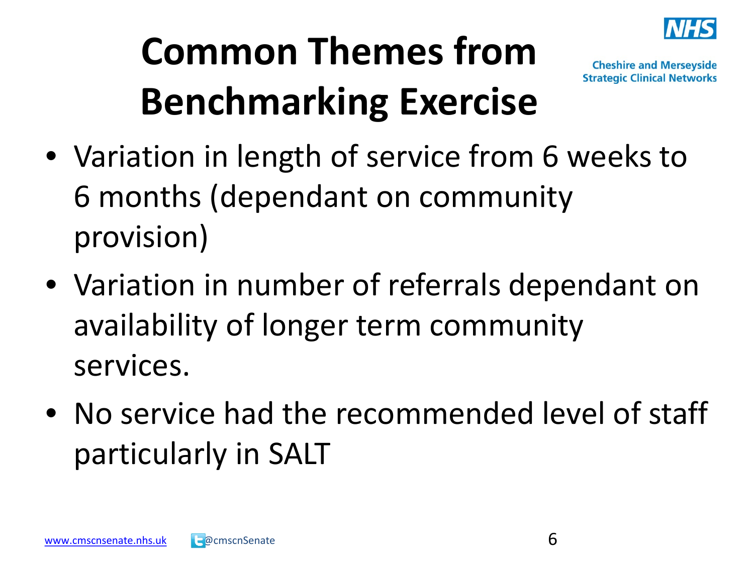# Common Themes from Benchmarking Exercise

- Variation in length of service from 6 weeks to 6 months (dependant on community provision)
- Variation in number of referrals dependant on availability of longer term community services.
- No service had the recommended level of staff particularly in SALT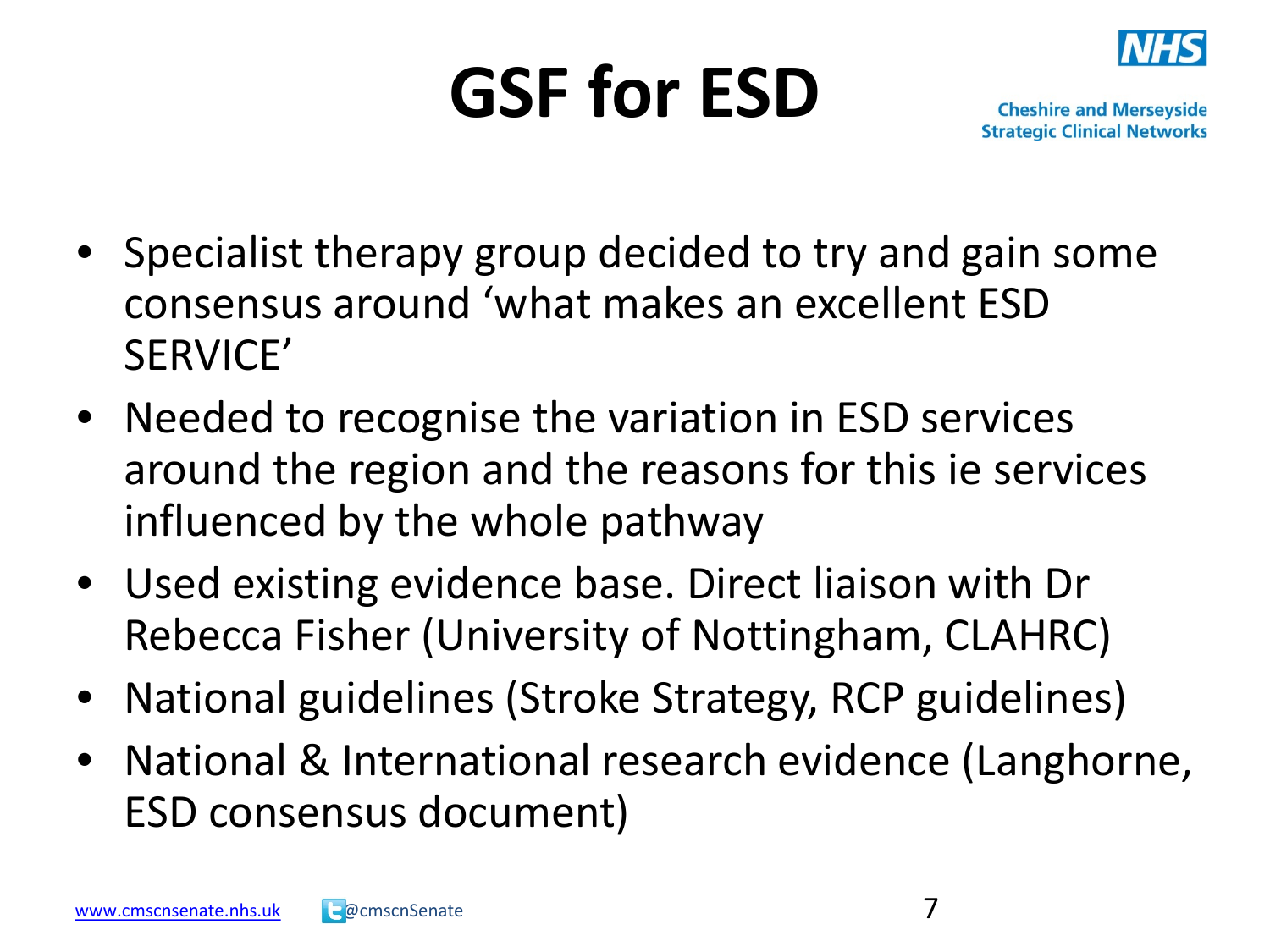# GSF for ESD

- Specialist therapy group decided to try and gain some consensus around 'what makes an excellent ESD SERVICE'
- Needed to recognise the variation in ESD services around the region and the reasons for this ie services influenced by the whole pathway
- Used existing evidence base. Direct liaison with Dr Rebecca Fisher (University of Nottingham, CLAHRC)
- National guidelines (Stroke Strategy, RCP guidelines)
- National & International research evidence (Langhorne, ESD consensus document)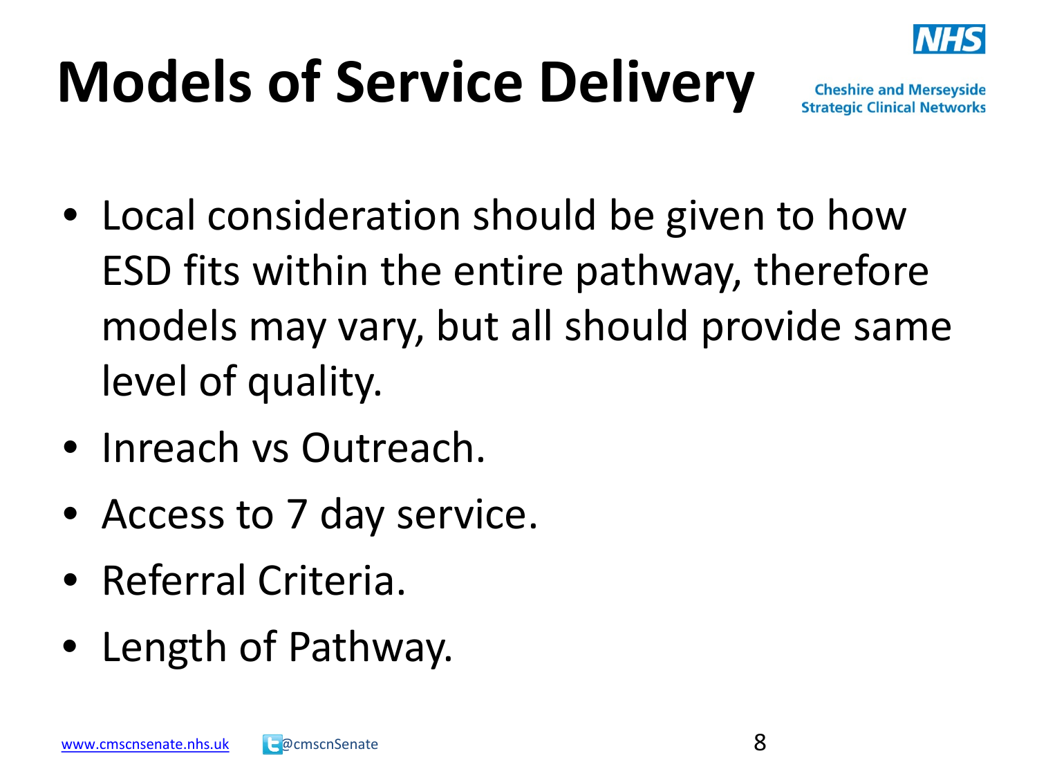# Models of Service Delivery

- Local consideration should be given to how ESD fits within the entire pathway, therefore models may vary, but all should provide same level of quality.
- Inreach vs Outreach.
- Access to 7 day service.
- Referral Criteria.
- Length of Pathway.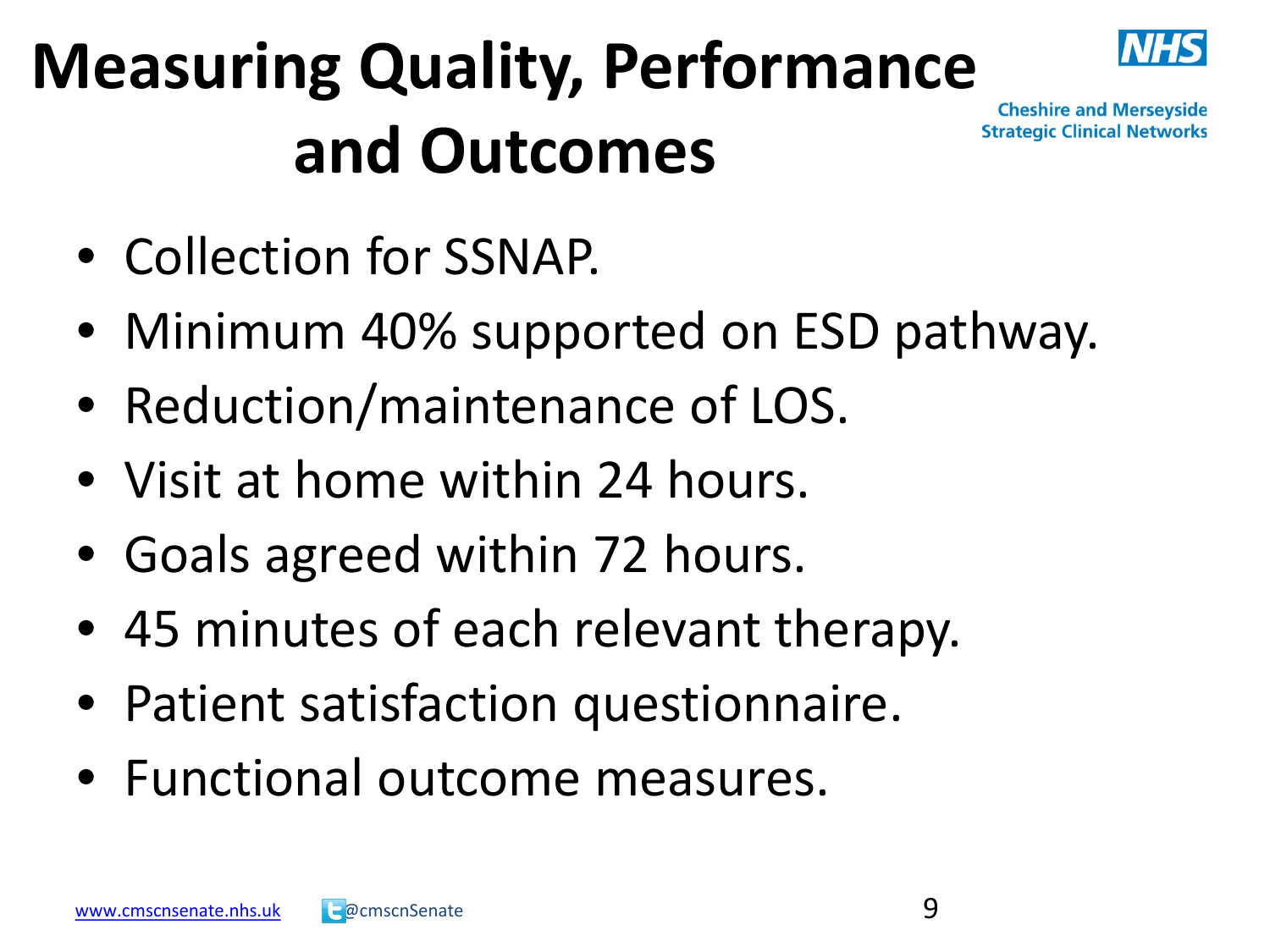# Measuring Quality, Performance and Outcomes

- Collection for SSNAP.
- Minimum 40% supported on ESD pathway.
- Reduction/maintenance of LOS.
- Visit at home within 24 hours.
- Goals agreed within 72 hours.
- 45 minutes of each relevant therapy.
- Patient satisfaction questionnaire.
- Functional outcome measures.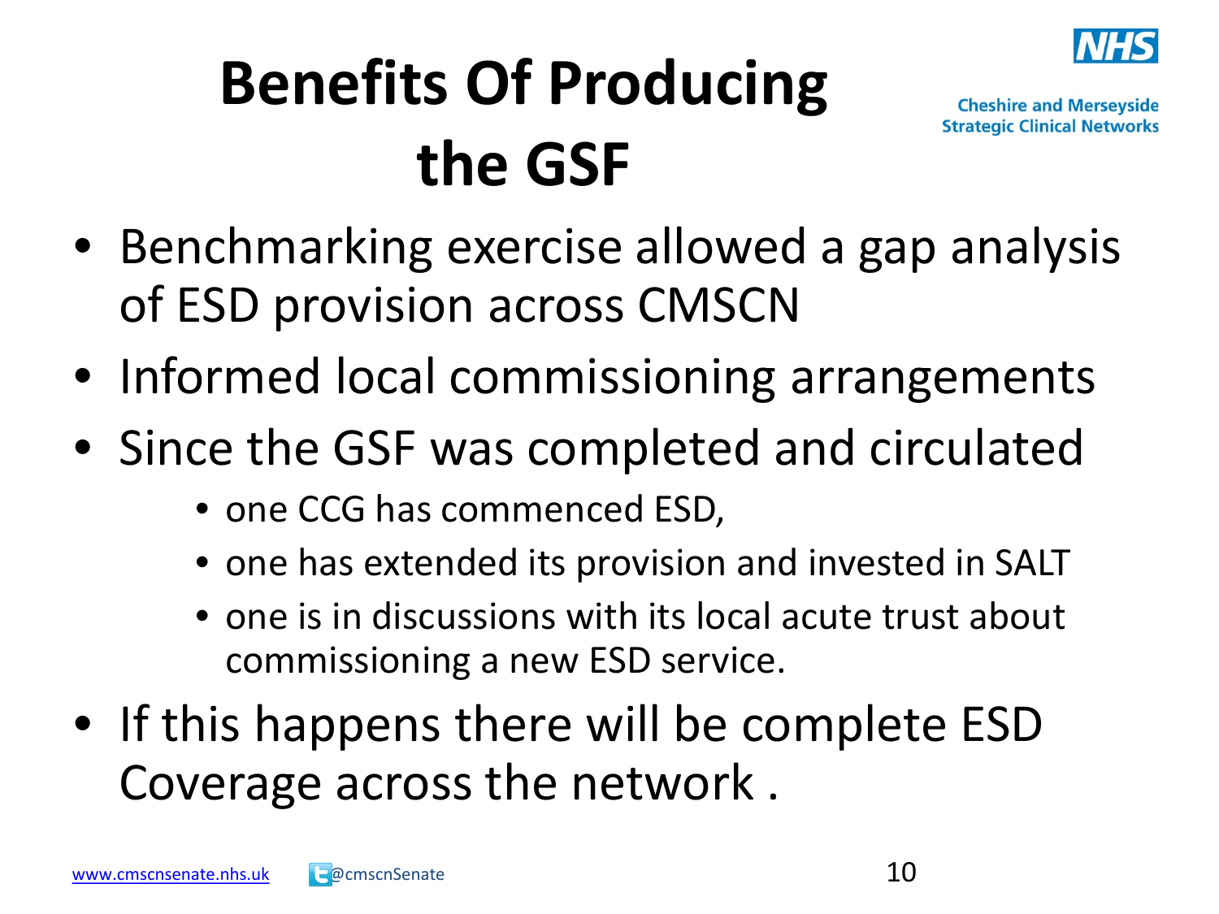# Benefits Of Producing the GSF

- Benchmarking exercise allowed a gap analysis of ESD provision across CMSCN
- Informed local commissioning arrangements
- Since the GSF was completed and circulated
  - one CCG has commenced ESD,
  - one has extended its provision and invested in SALT
  - one is in discussions with its local acute trust about commissioning a new ESD service.
- If this happens there will be complete ESD Coverage across the network .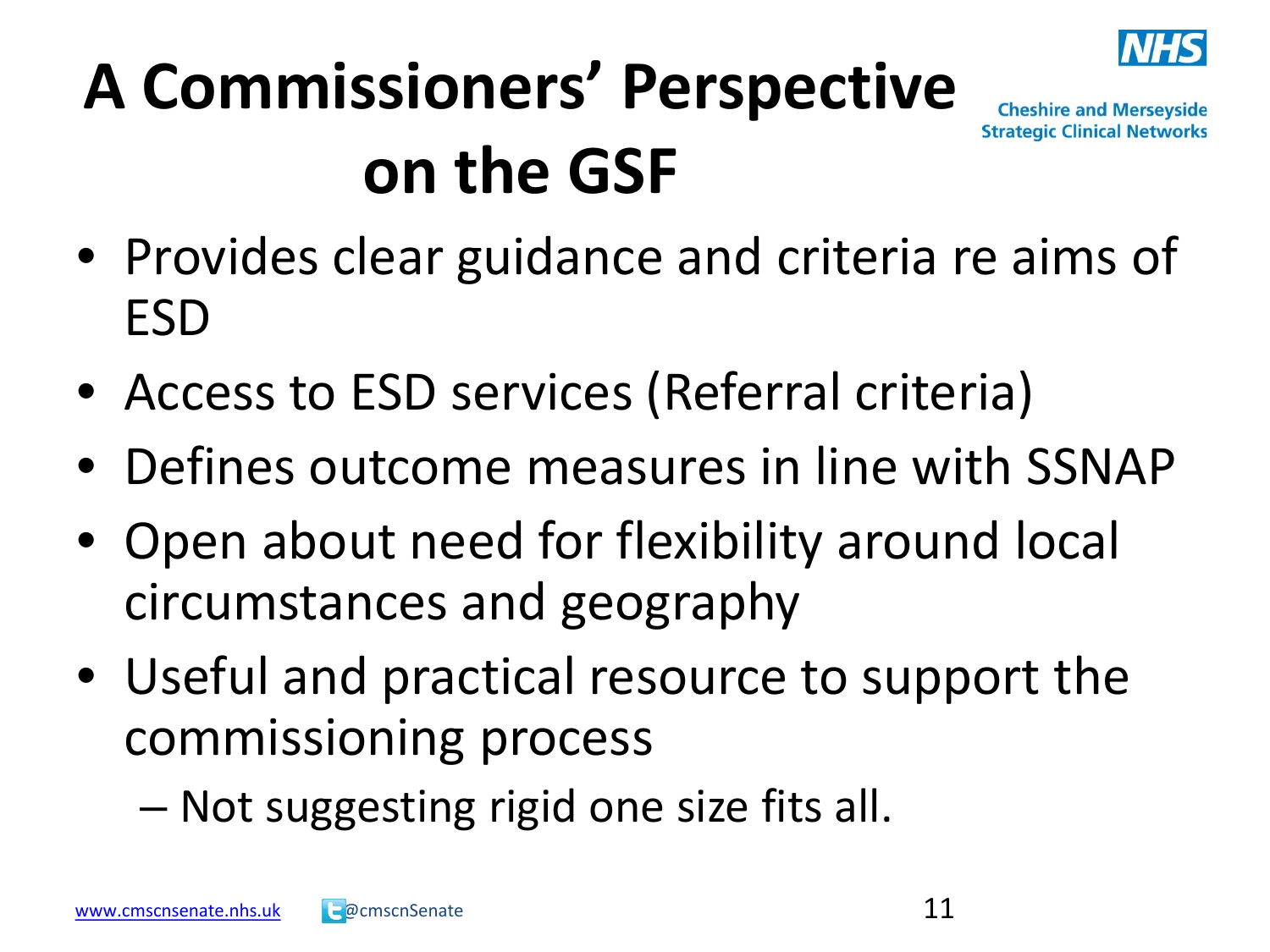# A Commissioners' Perspective on the GSF

- Provides clear guidance and criteria re aims of ESD
- Access to ESD services (Referral criteria)
- Defines outcome measures in line with SSNAP
- Open about need for flexibility around local circumstances and geography
- Useful and practical resource to support the commissioning process
  - Not suggesting rigid one size fits all.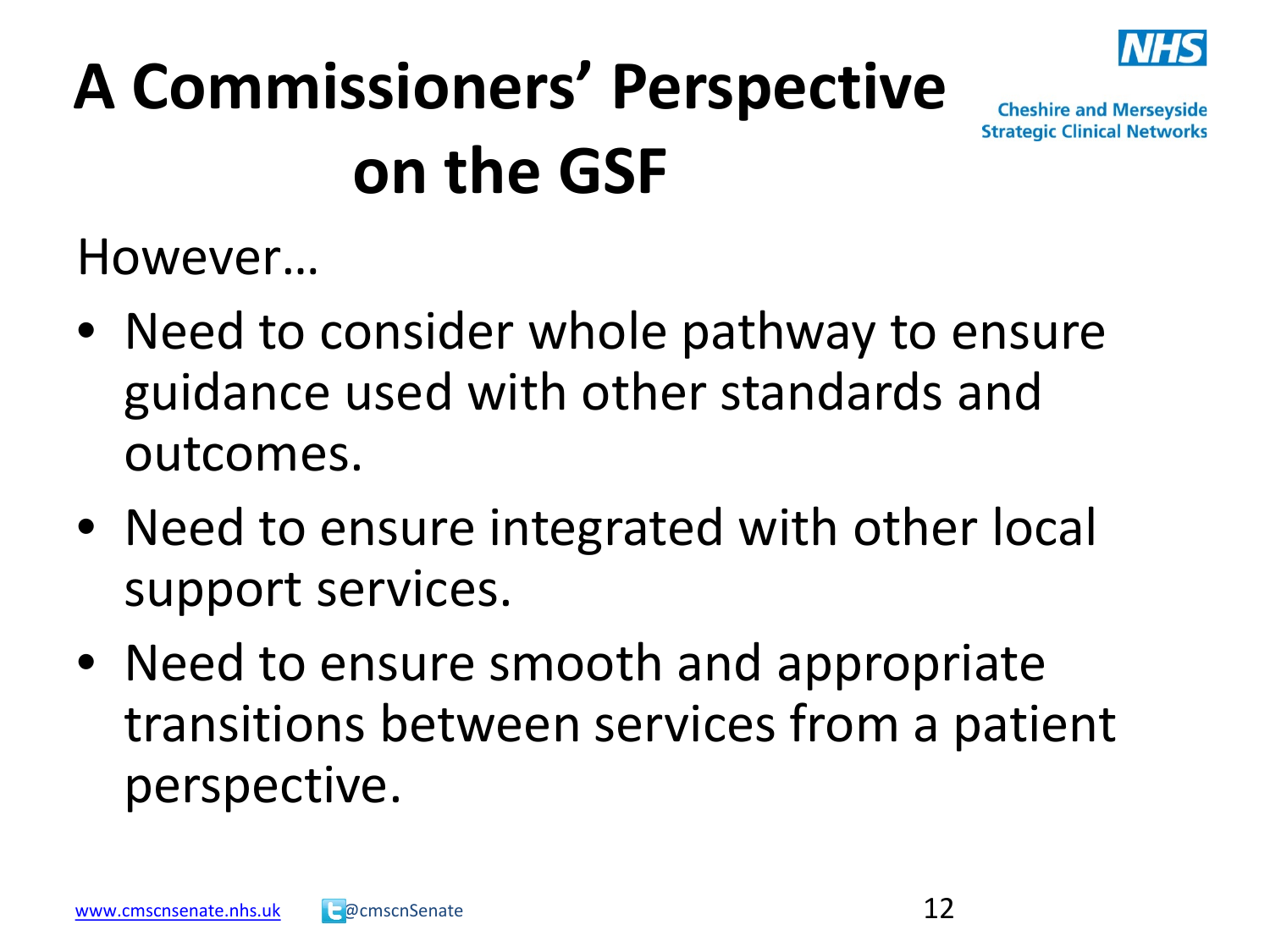# A Commissioners' Perspective on the GSF

However…

- Need to consider whole pathway to ensure guidance used with other standards and outcomes.
- Need to ensure integrated with other local support services.
- Need to ensure smooth and appropriate transitions between services from a patient perspective.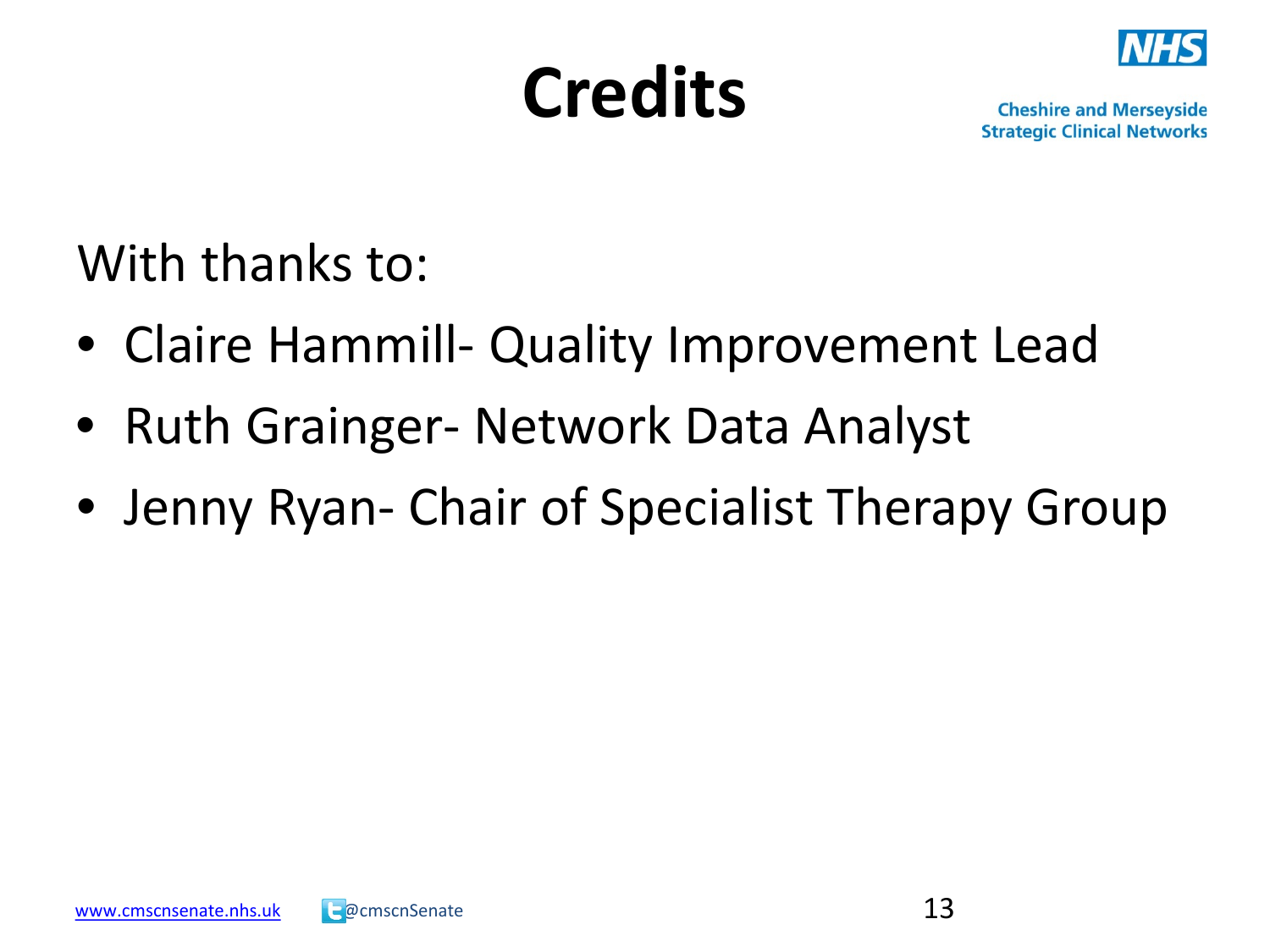# Credits

Cheshire and Merseyside Strategic Clinical Networks

With thanks to:

- Claire Hammill- Quality Improvement Lead
- Ruth Grainger- Network Data Analyst
- Jenny Ryan- Chair of Specialist Therapy Group

www.cmscnsenate.nhs.uk @cmscnSenate